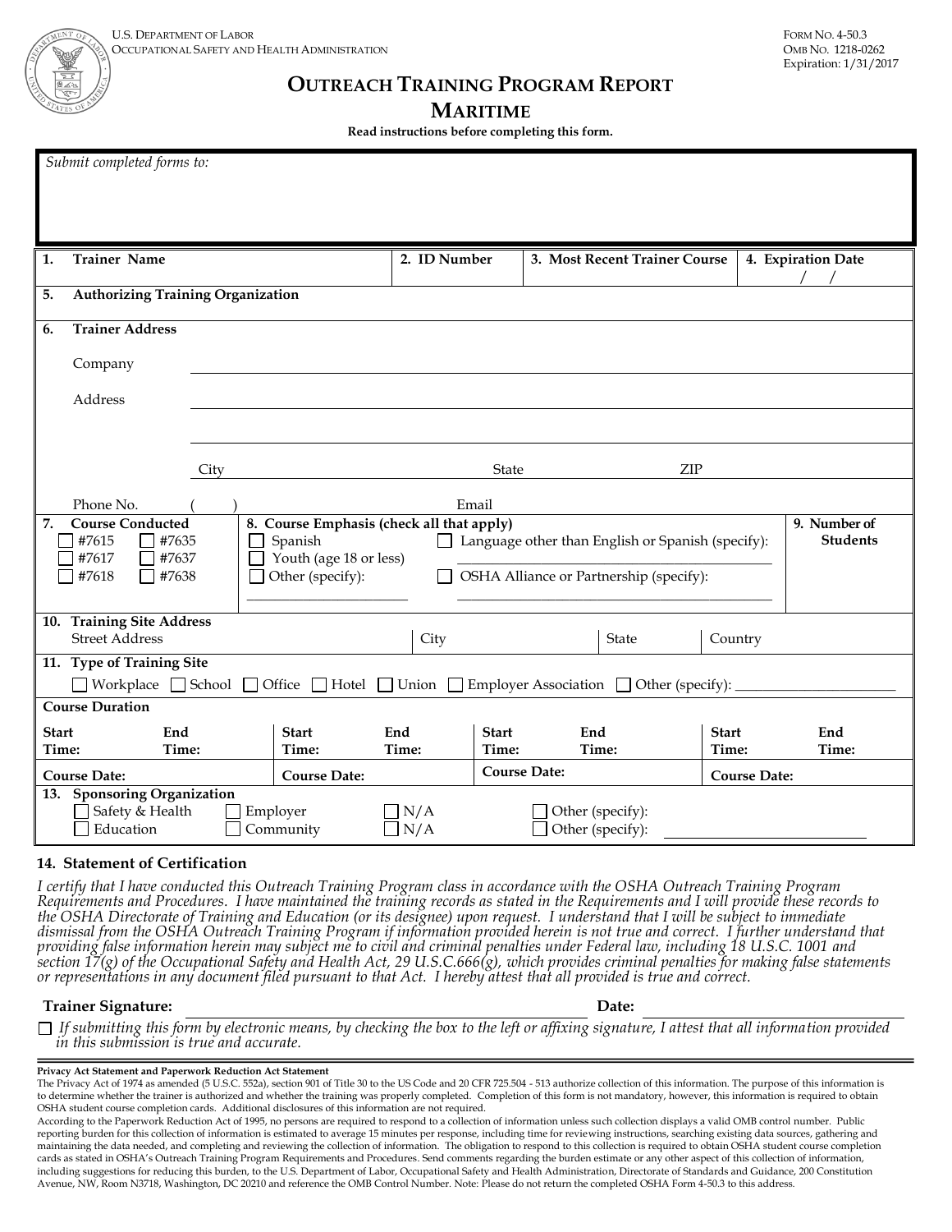U.S. Department of Labor
Occupational Safety and Health Administration

Form No. 4-50.3
OMB No. 1218-0262
Expiration: 1/31/2017

# Outreach Training Program Report
## Maritime

**Read instructions before completing this form.**

*Submit completed forms to:*

| | | | |
|---|---|---|---|
| **1. Trainer Name** | **2. ID Number** | **3. Most Recent Trainer Course** | **4. Expiration Date** / / |
| **5. Authorizing Training Organization** | | | |

**6. Trainer Address**

Company

Address

City State ZIP

Phone No. ( ) Email

| | | |
|---|---|---|
| **7. Course Conducted** | **8. Course Emphasis (check all that apply)** | **9. Number of Students** |
| ☐ #7615 ☐ #7635 | ☐ Spanish ☐ Language other than English or Spanish (specify): | |
| ☐ #7617 ☐ #7637 | ☐ Youth (age 18 or less) | |
| ☐ #7618 ☐ #7638 | ☐ Other (specify): ☐ OSHA Alliance or Partnership (specify): | |

| | | | |
|---|---|---|---|
| **10. Training Site Address** Street Address | City | State | Country |

**11. Type of Training Site**

☐ Workplace ☐ School ☐ Office ☐ Hotel ☐ Union ☐ Employer Association ☐ Other (specify): ______

**Course Duration**

| | | | | | | | |
|---|---|---|---|---|---|---|---|
| **Start Time:** | **End Time:** | **Start Time:** | **End Time:** | **Start Time:** | **End Time:** | **Start Time:** | **End Time:** |
| **Course Date:** | | **Course Date:** | | **Course Date:** | | **Course Date:** | |

**13. Sponsoring Organization**

☐ Safety & Health ☐ Employer ☐ N/A ☐ Other (specify):
☐ Education ☐ Community ☐ N/A ☐ Other (specify): ______

### 14. Statement of Certification

*I certify that I have conducted this Outreach Training Program class in accordance with the OSHA Outreach Training Program Requirements and Procedures. I have maintained the training records as stated in the Requirements and I will provide these records to the OSHA Directorate of Training and Education (or its designee) upon request. I understand that I will be subject to immediate dismissal from the OSHA Outreach Training Program if information provided herein is not true and correct. I further understand that providing false information herein may subject me to civil and criminal penalties under Federal law, including 18 U.S.C. 1001 and section 17(g) of the Occupational Safety and Health Act, 29 U.S.C.666(g), which provides criminal penalties for making false statements or representations in any document filed pursuant to that Act. I hereby attest that all provided is true and correct.*

**Trainer Signature:** ______ **Date:** ______

☐ *If submitting this form by electronic means, by checking the box to the left or affixing signature, I attest that all information provided in this submission is true and accurate.*

**Privacy Act Statement and Paperwork Reduction Act Statement**

The Privacy Act of 1974 as amended (5 U.S.C. 552a), section 901 of Title 30 to the US Code and 20 CFR 725.504 - 513 authorize collection of this information. The purpose of this information is to determine whether the trainer is authorized and whether the training was properly completed. Completion of this form is not mandatory, however, this information is required to obtain OSHA student course completion cards. Additional disclosures of this information are not required.

According to the Paperwork Reduction Act of 1995, no persons are required to respond to a collection of information unless such collection displays a valid OMB control number. Public reporting burden for this collection of information is estimated to average 15 minutes per response, including time for reviewing instructions, searching existing data sources, gathering and maintaining the data needed, and completing and reviewing the collection of information. The obligation to respond to this collection is required to obtain OSHA student course completion cards as stated in OSHA's Outreach Training Program Requirements and Procedures. Send comments regarding the burden estimate or any other aspect of this collection of information, including suggestions for reducing this burden, to the U.S. Department of Labor, Occupational Safety and Health Administration, Directorate of Standards and Guidance, 200 Constitution Avenue, NW, Room N3718, Washington, DC 20210 and reference the OMB Control Number. Note: Please do not return the completed OSHA Form 4-50.3 to this address.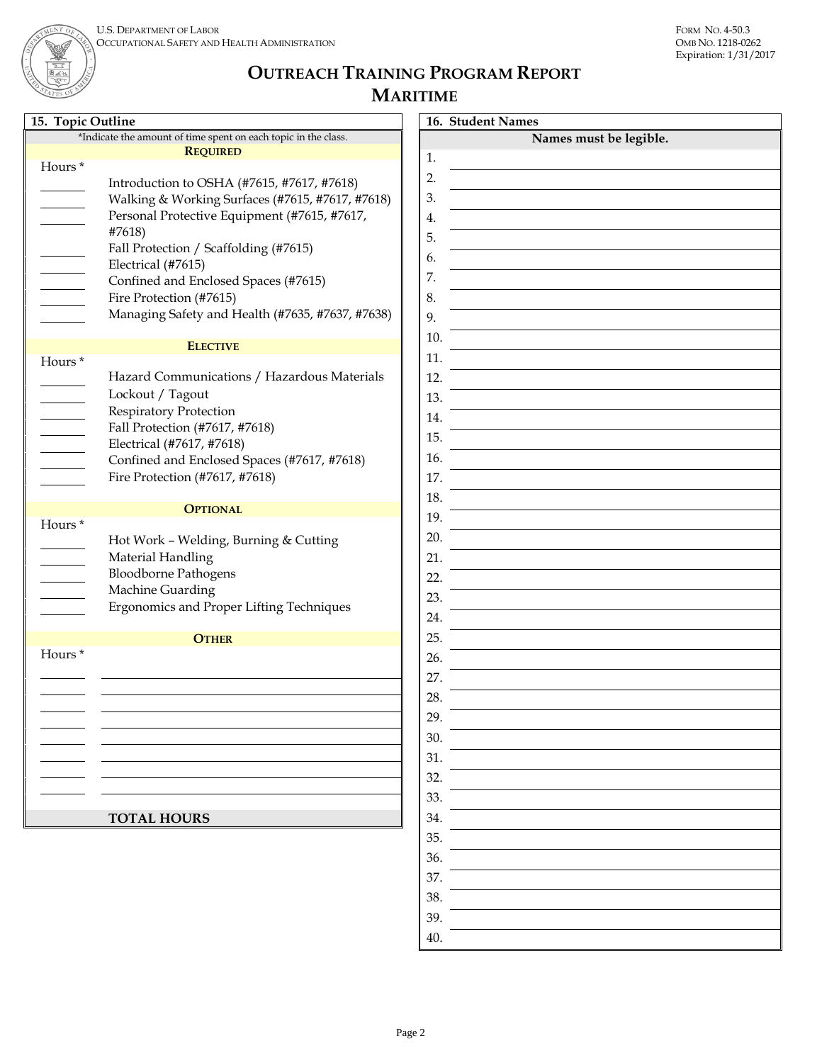U.S. Department of Labor
Occupational Safety and Health Administration

Form No. 4-50.3
OMB No. 1218-0262
Expiration: 1/31/2017

# Outreach Training Program Report
## Maritime

### 15. Topic Outline

*Indicate the amount of time spent on each topic in the class.

**Required**

| Hours * | |
|---|---|
| ______ | Introduction to OSHA (#7615, #7617, #7618) |
| ______ | Walking & Working Surfaces (#7615, #7617, #7618) |
| ______ | Personal Protective Equipment (#7615, #7617, #7618) |
| ______ | Fall Protection / Scaffolding (#7615) |
| ______ | Electrical (#7615) |
| ______ | Confined and Enclosed Spaces (#7615) |
| ______ | Fire Protection (#7615) |
| ______ | Managing Safety and Health (#7635, #7637, #7638) |

**Elective**

| Hours * | |
|---|---|
| ______ | Hazard Communications / Hazardous Materials |
| ______ | Lockout / Tagout |
| ______ | Respiratory Protection |
| ______ | Fall Protection (#7617, #7618) |
| ______ | Electrical (#7617, #7618) |
| ______ | Confined and Enclosed Spaces (#7617, #7618) |
| ______ | Fire Protection (#7617, #7618) |

**Optional**

| Hours * | |
|---|---|
| ______ | Hot Work – Welding, Burning & Cutting |
| ______ | Material Handling |
| ______ | Bloodborne Pathogens |
| ______ | Machine Guarding |
| ______ | Ergonomics and Proper Lifting Techniques |

**Other**

| Hours * | |
|---|---|
| ______ | ______________________ |
| ______ | ______________________ |
| ______ | ______________________ |
| ______ | ______________________ |
| ______ | ______________________ |
| ______ | ______________________ |
| ______ | ______________________ |
| ______ | ______________________ |

**TOTAL HOURS**

### 16. Student Names

**Names must be legible.**

1. ______________________
2. ______________________
3. ______________________
4. ______________________
5. ______________________
6. ______________________
7. ______________________
8. ______________________
9. ______________________
10. ______________________
11. ______________________
12. ______________________
13. ______________________
14. ______________________
15. ______________________
16. ______________________
17. ______________________
18. ______________________
19. ______________________
20. ______________________
21. ______________________
22. ______________________
23. ______________________
24. ______________________
25. ______________________
26. ______________________
27. ______________________
28. ______________________
29. ______________________
30. ______________________
31. ______________________
32. ______________________
33. ______________________
34. ______________________
35. ______________________
36. ______________________
37. ______________________
38. ______________________
39. ______________________
40. ______________________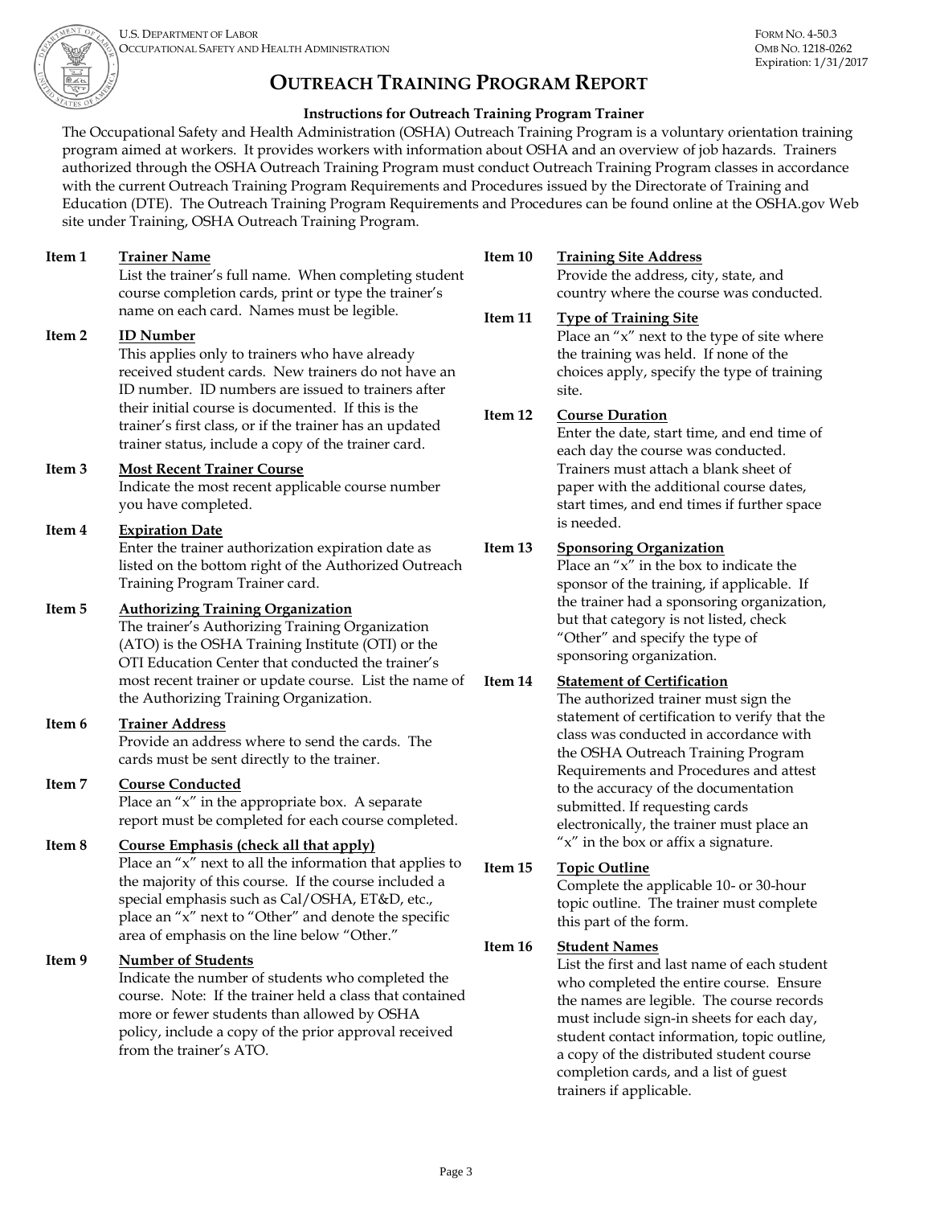U.S. Department of Labor
Occupational Safety and Health Administration

Form No. 4-50.3
OMB No. 1218-0262
Expiration: 1/31/2017

# Outreach Training Program Report

**Instructions for Outreach Training Program Trainer**

The Occupational Safety and Health Administration (OSHA) Outreach Training Program is a voluntary orientation training program aimed at workers. It provides workers with information about OSHA and an overview of job hazards. Trainers authorized through the OSHA Outreach Training Program must conduct Outreach Training Program classes in accordance with the current Outreach Training Program Requirements and Procedures issued by the Directorate of Training and Education (DTE). The Outreach Training Program Requirements and Procedures can be found online at the OSHA.gov Web site under Training, OSHA Outreach Training Program.

**Item 1 — Trainer Name**
List the trainer's full name. When completing student course completion cards, print or type the trainer's name on each card. Names must be legible.

**Item 2 — ID Number**
This applies only to trainers who have already received student cards. New trainers do not have an ID number. ID numbers are issued to trainers after their initial course is documented. If this is the trainer's first class, or if the trainer has an updated trainer status, include a copy of the trainer card.

**Item 3 — Most Recent Trainer Course**
Indicate the most recent applicable course number you have completed.

**Item 4 — Expiration Date**
Enter the trainer authorization expiration date as listed on the bottom right of the Authorized Outreach Training Program Trainer card.

**Item 5 — Authorizing Training Organization**
The trainer's Authorizing Training Organization (ATO) is the OSHA Training Institute (OTI) or the OTI Education Center that conducted the trainer's most recent trainer or update course. List the name of the Authorizing Training Organization.

**Item 6 — Trainer Address**
Provide an address where to send the cards. The cards must be sent directly to the trainer.

**Item 7 — Course Conducted**
Place an "x" in the appropriate box. A separate report must be completed for each course completed.

**Item 8 — Course Emphasis (check all that apply)**
Place an "x" next to all the information that applies to the majority of this course. If the course included a special emphasis such as Cal/OSHA, ET&D, etc., place an "x" next to "Other" and denote the specific area of emphasis on the line below "Other."

**Item 9 — Number of Students**
Indicate the number of students who completed the course. Note: If the trainer held a class that contained more or fewer students than allowed by OSHA policy, include a copy of the prior approval received from the trainer's ATO.

**Item 10 — Training Site Address**
Provide the address, city, state, and country where the course was conducted.

**Item 11 — Type of Training Site**
Place an "x" next to the type of site where the training was held. If none of the choices apply, specify the type of training site.

**Item 12 — Course Duration**
Enter the date, start time, and end time of each day the course was conducted. Trainers must attach a blank sheet of paper with the additional course dates, start times, and end times if further space is needed.

**Item 13 — Sponsoring Organization**
Place an "x" in the box to indicate the sponsor of the training, if applicable. If the trainer had a sponsoring organization, but that category is not listed, check "Other" and specify the type of sponsoring organization.

**Item 14 — Statement of Certification**
The authorized trainer must sign the statement of certification to verify that the class was conducted in accordance with the OSHA Outreach Training Program Requirements and Procedures and attest to the accuracy of the documentation submitted. If requesting cards electronically, the trainer must place an "x" in the box or affix a signature.

**Item 15 — Topic Outline**
Complete the applicable 10- or 30-hour topic outline. The trainer must complete this part of the form.

**Item 16 — Student Names**
List the first and last name of each student who completed the entire course. Ensure the names are legible. The course records must include sign-in sheets for each day, student contact information, topic outline, a copy of the distributed student course completion cards, and a list of guest trainers if applicable.